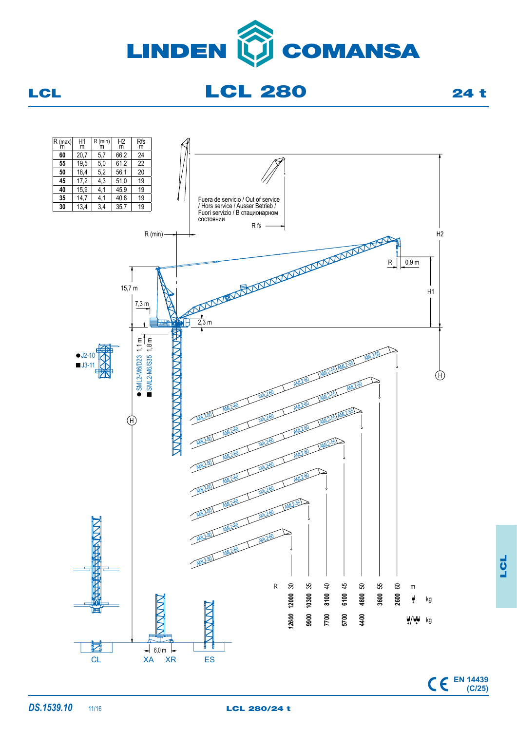# LINDEN COMANSA

## LCL 280

LCL — 24 t

| R (max) m | H1 m | R (min) m | H2 m | Rfs m |
|---|---|---|---|---|
| 60 | 20,7 | 5,7 | 66,2 | 24 |
| 55 | 19,5 | 5,0 | 61,2 | 22 |
| 50 | 18,4 | 5,2 | 56,1 | 20 |
| 45 | 17,2 | 4,3 | 51,0 | 19 |
| 40 | 15,9 | 4,1 | 45,9 | 19 |
| 35 | 14,7 | 4,1 | 40,8 | 19 |
| 30 | 13,4 | 3,4 | 35,7 | 19 |

Fuera de servicio / Out of service / Hors service / Ausser Betrieb / Fuori servizio / В стационарном состоянии

R fs

R (min)

H2

R — 0,9 m

15,7 m

7,3 m

2,3 m

H1

1,1 m — 1,8 m

● SML2-M6/D23 ■ SML2-M6/S35

● J2-10
■ J3-11

H

AML2-80 · AML2-60 · AML2-55 · AML2-50

| R | 30 | 35 | 40 | 45 | 50 | 55 | 60 | m |
|---|---|---|---|---|---|---|---|---|
| | 12000 | 10300 | 8100 | 6100 | 4800 | 3600 | 2600 | kg |
| | 12600 | 9900 | 7700 | 5700 | 4400 | | | kg |

CL · XA · 6,0 m · XR · ES

CE EN 14439 (C/25)

DS.1539.10 11/16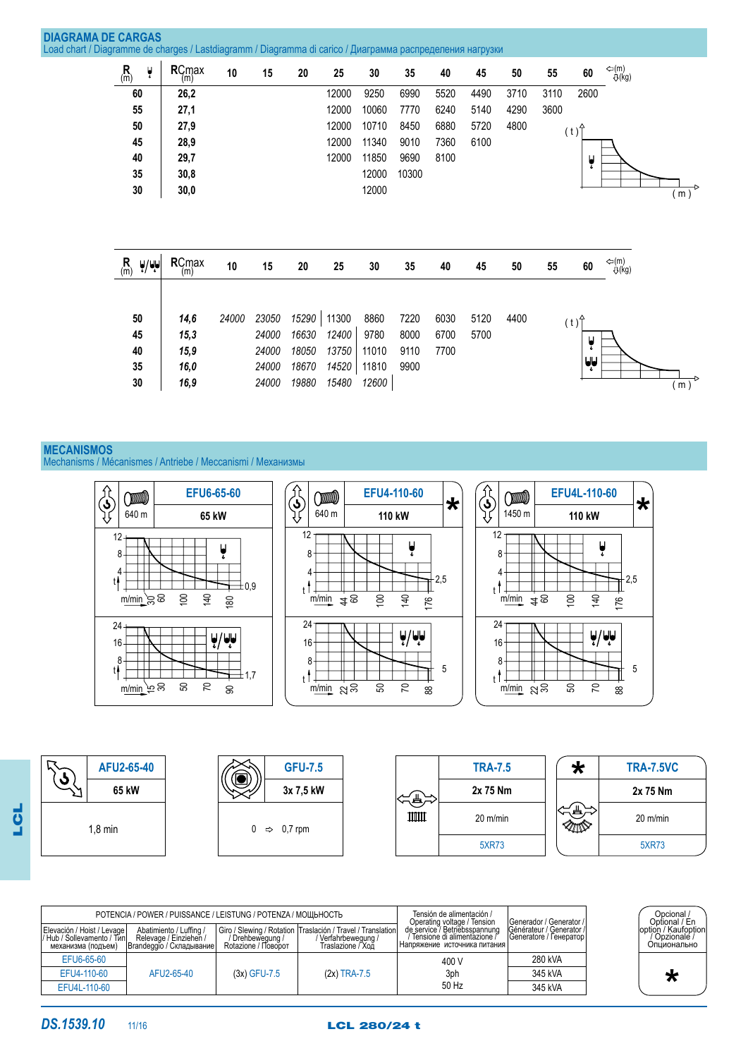## DIAGRAMA DE CARGAS

Load chart / Diagramme de charges / Lastdiagramm / Diagramma di carico / Диаграмма распределения нагрузки

| R (m) | RCmax (m) | 10 | 15 | 20 | 25 | 30 | 35 | 40 | 45 | 50 | 55 | 60 |
|---|---|---|---|---|---|---|---|---|---|---|---|---|
| 60 | 26,2 | | | | 12000 | 9250 | 6990 | 5520 | 4490 | 3710 | 3110 | 2600 |
| 55 | 27,1 | | | | 12000 | 10060 | 7770 | 6240 | 5140 | 4290 | 3600 | |
| 50 | 27,9 | | | | 12000 | 10710 | 8450 | 6880 | 5720 | 4800 | | |
| 45 | 28,9 | | | | 12000 | 11340 | 9010 | 7360 | 6100 | | | |
| 40 | 29,7 | | | | 12000 | 11850 | 9690 | 8100 | | | | |
| 35 | 30,8 | | | | | 12000 | 10300 | | | | | |
| 30 | 30,0 | | | | | 12000 | | | | | | |

⇦(m) ⇩(kg)

| R (m) | RCmax (m) | 10 | 15 | 20 | 25 | 30 | 35 | 40 | 45 | 50 | 55 | 60 |
|---|---|---|---|---|---|---|---|---|---|---|---|---|
| 50 | *14,6* | *24000* | *23050* | *15290* | 11300 | 8860 | 7220 | 6030 | 5120 | 4400 | | |
| 45 | *15,3* | | *24000* | *16630* | *12400* | 9780 | 8000 | 6700 | 5700 | | | |
| 40 | *15,9* | | *24000* | *18050* | *13750* | 11010 | 9110 | 7700 | | | | |
| 35 | *16,0* | | *24000* | *18670* | *14520* | 11810 | 9900 | | | | | |
| 30 | *16,9* | | *24000* | *19880* | *15480* | *12600* | | | | | | |

⇦(m) ⇩(kg)

## MECANISMOS

Mechanisms / Mécanismes / Antriebe / Meccanismi / Механизмы

| | EFU6-65-60 | EFU4-110-60 * | EFU4L-110-60 * |
|---|---|---|---|
| Cable | 640 m | 640 m | 1450 m |
| Power | 65 kW | 110 kW | 110 kW |
| Single fall (t / m/min) | 0,9 t – 180 m/min; 30, 60, 100, 140, 180 | 2,5 t – 176 m/min; 44, 60, 100, 140, 176 | 2,5 t – 176 m/min; 44, 60, 100, 140, 176 |
| Double fall (t / m/min) | 1,7 t – 90 m/min; 15, 30, 50, 70, 90 | 5 t – 88 m/min; 22, 30, 50, 70, 88 | 5 t – 88 m/min; 22, 30, 50, 70, 88 |

| AFU2-65-40 | GFU-7.5 | TRA-7.5 | * TRA-7.5VC |
|---|---|---|---|
| 65 kW | 3x 7,5 kW | 2x 75 Nm | 2x 75 Nm |
| 1,8 min | 0 ⇨ 0,7 rpm | 20 m/min | 20 m/min |
| | | 5XR73 | 5XR73 |

| POTENCIA / POWER / PUISSANCE / LEISTUNG / POTENZA / МОЩЬНОСТЬ | | | | Tensión de alimentación / Operating voltage / Tension de service / Betriebsspannung / Tensione di alimentazione / Напряжение источника питания | Generador / Generator / Générateur / Generator / Generatore / Генератор |
|---|---|---|---|---|---|
| Elevación / Hoist / Levage / Hub / Sollevamento / Tirn механизма (подъем) | Abatimiento / Luffing / Relevage / Einziehen / Brandeggio / Складывание | Giro / Slewing / Rotation / Drehbewegung / Rotazione / Поворот | Traslación / Travel / Translation / Verfahrbewegung / Traslazione / Ход | | |
| EFU6-65-60 | AFU2-65-40 | (3x) GFU-7.5 | (2x) TRA-7.5 | 400 V 3ph 50 Hz | 280 kVA |
| EFU4-110-60 | | | | | 345 kVA |
| EFU4L-110-60 | | | | | 345 kVA |

Opcional / Optional / En option / Kaufoption / Opzionale / Опционально: *

DS.1539.10 11/16 LCL 280/24 t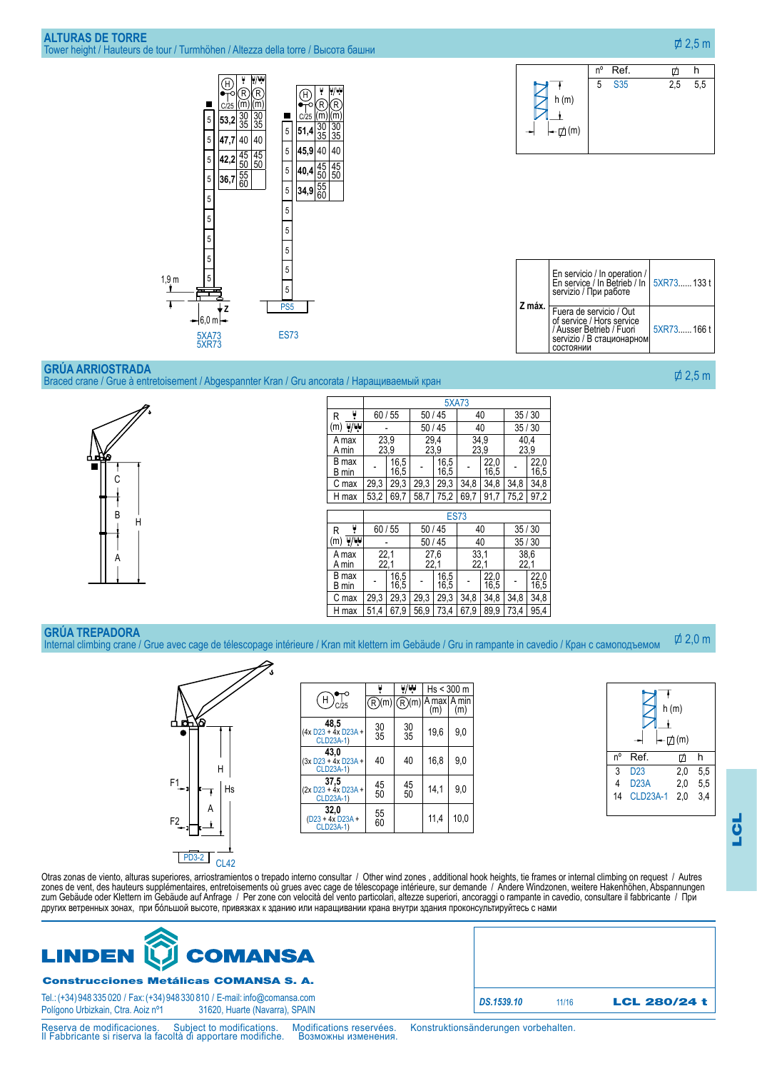## ALTURAS DE TORRE

Tower height / Hauteurs de tour / Turmhöhen / Altezza della torre / Высота башни

⌀ 2,5 m

**5XA73 / 5XR73**

| H C/25 | R (m) | R (m) |
|---|---|---|
| 53,2 | 30 35 | 30 35 |
| 47,7 | 40 | 40 |
| 42,2 | 45 50 | 45 50 |
| 36,7 | 55 60 | |

1,9 m — Z — 6,0 m

**ES73** (PS5)

| H C/25 | R (m) | R (m) |
|---|---|---|
| 51,4 | 30 35 | 30 35 |
| 45,9 | 40 | 40 |
| 40,4 | 45 50 | 45 50 |
| 34,9 | 55 60 | |

| nº | Ref. | ⌀ | h |
|---|---|---|---|
| 5 | S35 | 2,5 | 5,5 |

| | | |
|---|---|---|
| Z máx. | En servicio / In operation / En service / In Betrieb / In servizio / При работе | 5XR73...... 133 t |
| | Fuera de servicio / Out of service / Hors service / Ausser Betrieb / Fuori servizio / В стационарном состоянии | 5XR73...... 166 t |

## GRÚA ARRIOSTRADA

Braced crane / Grue à entretoisement / Abgespannter Kran / Gru ancorata / Наращиваемый кран

⌀ 2,5 m

| | 5XA73 | | | | | | | |
|---|---|---|---|---|---|---|---|---|
| R (m) | 60 / 55 | | 50 / 45 | | 40 | | 35 / 30 | |
| | - | | 50 / 45 | | 40 | | 35 / 30 | |
| A max / A min | 23,9 / 23,9 | | 29,4 / 23,9 | | 34,9 / 23,9 | | 40,4 / 23,9 | |
| B max / B min | - | 16,5 / 16,5 | - | 16,5 / 16,5 | - | 22,0 / 16,5 | - | 22,0 / 16,5 |
| C max | 29,3 | 29,3 | 29,3 | 29,3 | 34,8 | 34,8 | 34,8 | 34,8 |
| H max | 53,2 | 69,7 | 58,7 | 75,2 | 69,7 | 91,7 | 75,2 | 97,2 |

| | ES73 | | | | | | | |
|---|---|---|---|---|---|---|---|---|
| R (m) | 60 / 55 | | 50 / 45 | | 40 | | 35 / 30 | |
| | - | | 50 / 45 | | 40 | | 35 / 30 | |
| A max / A min | 22,1 / 22,1 | | 27,6 / 22,1 | | 33,1 / 22,1 | | 38,6 / 22,1 | |
| B max / B min | - | 16,5 / 16,5 | - | 16,5 / 16,5 | - | 22,0 / 16,5 | - | 22,0 / 16,5 |
| C max | 29,3 | 29,3 | 29,3 | 29,3 | 34,8 | 34,8 | 34,8 | 34,8 |
| H max | 51,4 | 67,9 | 56,9 | 73,4 | 67,9 | 89,9 | 73,4 | 95,4 |

## GRÚA TREPADORA

Internal climbing crane / Grue avec cage de télescopage intérieure / Kran mit klettern im Gebäude / Gru in rampante in cavedio / Кран с самоподъемом

⌀ 2,0 m

| H C/25 | R (m) | R (m) | Hs < 300 m A max (m) | A min (m) |
|---|---|---|---|---|
| 48,5 (4x D23 + 4x D23A + CLD23A-1) | 30 35 | 30 35 | 19,6 | 9,0 |
| 43,0 (3x D23 + 4x D23A + CLD23A-1) | 40 | 40 | 16,8 | 9,0 |
| 37,5 (2x D23 + 4x D23A + CLD23A-1) | 45 50 | 45 50 | 14,1 | 9,0 |
| 32,0 (D23 + 4x D23A + CLD23A-1) | 55 60 | | 11,4 | 10,0 |

PD3-2 — CL42

| nº | Ref. | ⌀ | h |
|---|---|---|---|
| 3 | D23 | 2,0 | 5,5 |
| 4 | D23A | 2,0 | 5,5 |
| 14 | CLD23A-1 | 2,0 | 3,4 |

Otras zonas de viento, alturas superiores, arriostramientos o trepado interno consultar / Other wind zones , additional hook heights, tie frames or internal climbing on request / Autres zones de vent, des hauteurs supplémentaires, entretoisements où grues avec cage de télescopage intérieure, sur demande / Andere Windzonen, weitere Hakenhöhen, Abspannungen zum Gebäude oder Klettern im Gebäude auf Anfrage / Per zone con velocità del vento particolari, altezze superiori, ancoraggi o rampante in cavedio, consultare il fabbricante / При других ветренных зонах, при бóльшой высоте, привязках к зданию или наращивании крана внутри здания проконсультируйтесь с нами

**LINDEN COMANSA**

**Construcciones Metálicas COMANSA S. A.**

Tel.: (+34) 948 335 020 / Fax: (+34) 948 330 810 / E-mail: info@comansa.com
Polígono Urbizkain, Ctra. Aoiz nº1 31620, Huarte (Navarra), SPAIN

DS.1539.10 11/16 **LCL 280/24 t**

Reserva de modificaciones. Subject to modifications. Modifications reservées. Konstruktionsänderungen vorbehalten.
Il Fabbricante si riserva la facoltà di apportare modifiche. Возможны изменения.